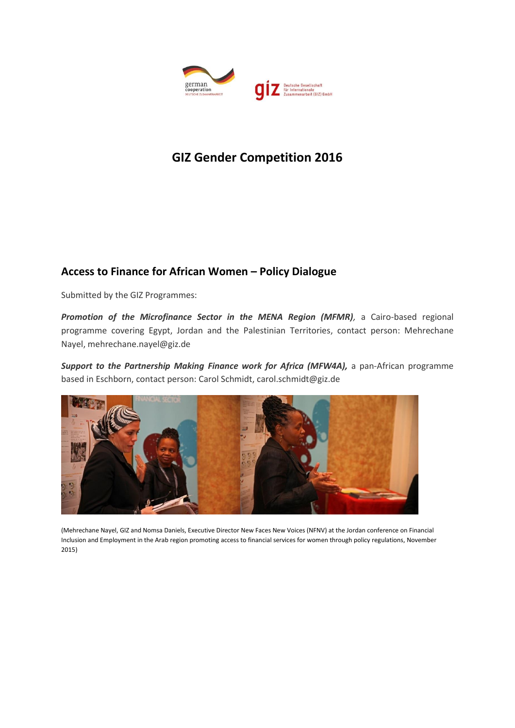# GIZ Gender Competition 2016

## Access to Finance for African Women – Policy Dialogue

Submitted by the GIZ Programmes:

***Promotion of the Microfinance Sector in the MENA Region (MFMR)***, a Cairo-based regional programme covering Egypt, Jordan and the Palestinian Territories, contact person: Mehrechane Nayel, mehrechane.nayel@giz.de

***Support to the Partnership Making Finance work for Africa (MFW4A),*** a pan-African programme based in Eschborn, contact person: Carol Schmidt, carol.schmidt@giz.de

(Mehrechane Nayel, GIZ and Nomsa Daniels, Executive Director New Faces New Voices (NFNV) at the Jordan conference on Financial Inclusion and Employment in the Arab region promoting access to financial services for women through policy regulations, November 2015)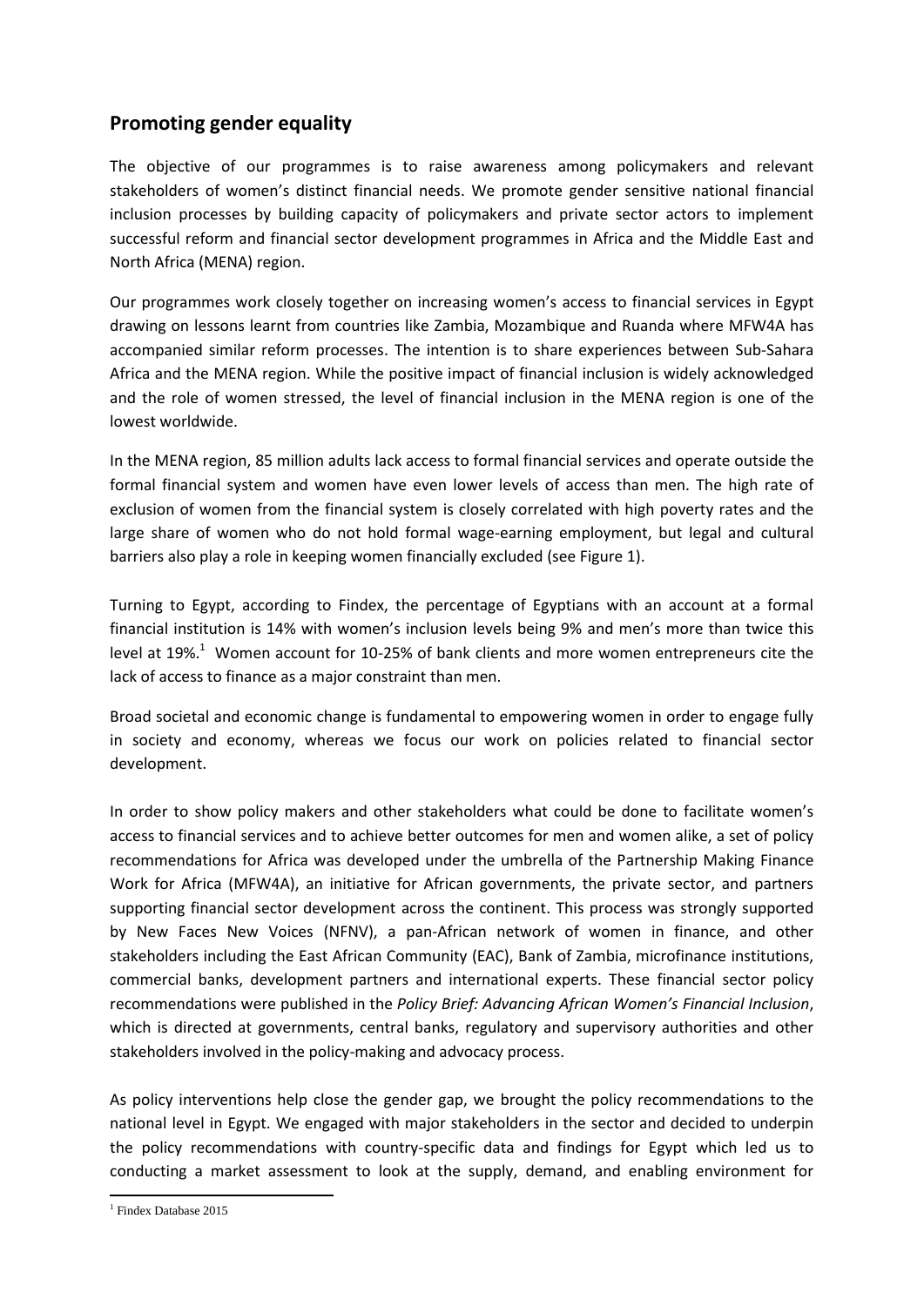## Promoting gender equality

The objective of our programmes is to raise awareness among policymakers and relevant stakeholders of women's distinct financial needs. We promote gender sensitive national financial inclusion processes by building capacity of policymakers and private sector actors to implement successful reform and financial sector development programmes in Africa and the Middle East and North Africa (MENA) region.

Our programmes work closely together on increasing women's access to financial services in Egypt drawing on lessons learnt from countries like Zambia, Mozambique and Ruanda where MFW4A has accompanied similar reform processes. The intention is to share experiences between Sub-Sahara Africa and the MENA region. While the positive impact of financial inclusion is widely acknowledged and the role of women stressed, the level of financial inclusion in the MENA region is one of the lowest worldwide.

In the MENA region, 85 million adults lack access to formal financial services and operate outside the formal financial system and women have even lower levels of access than men. The high rate of exclusion of women from the financial system is closely correlated with high poverty rates and the large share of women who do not hold formal wage-earning employment, but legal and cultural barriers also play a role in keeping women financially excluded (see Figure 1).

Turning to Egypt, according to Findex, the percentage of Egyptians with an account at a formal financial institution is 14% with women's inclusion levels being 9% and men's more than twice this level at 19%.[1] Women account for 10-25% of bank clients and more women entrepreneurs cite the lack of access to finance as a major constraint than men.

Broad societal and economic change is fundamental to empowering women in order to engage fully in society and economy, whereas we focus our work on policies related to financial sector development.

In order to show policy makers and other stakeholders what could be done to facilitate women's access to financial services and to achieve better outcomes for men and women alike, a set of policy recommendations for Africa was developed under the umbrella of the Partnership Making Finance Work for Africa (MFW4A), an initiative for African governments, the private sector, and partners supporting financial sector development across the continent. This process was strongly supported by New Faces New Voices (NFNV), a pan-African network of women in finance, and other stakeholders including the East African Community (EAC), Bank of Zambia, microfinance institutions, commercial banks, development partners and international experts. These financial sector policy recommendations were published in the *Policy Brief: Advancing African Women's Financial Inclusion*, which is directed at governments, central banks, regulatory and supervisory authorities and other stakeholders involved in the policy-making and advocacy process.

As policy interventions help close the gender gap, we brought the policy recommendations to the national level in Egypt. We engaged with major stakeholders in the sector and decided to underpin the policy recommendations with country-specific data and findings for Egypt which led us to conducting a market assessment to look at the supply, demand, and enabling environment for

[1] Findex Database 2015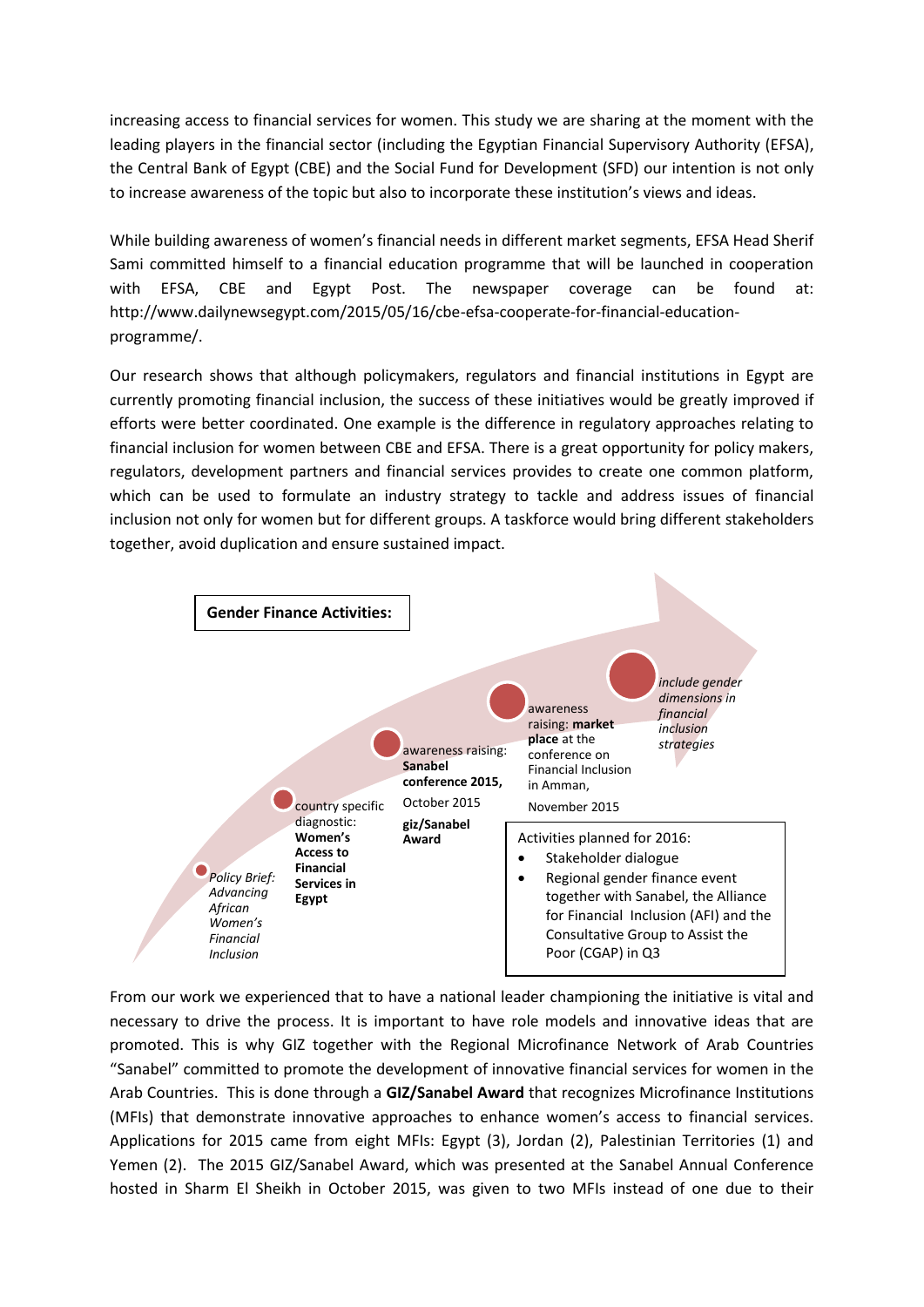increasing access to financial services for women. This study we are sharing at the moment with the leading players in the financial sector (including the Egyptian Financial Supervisory Authority (EFSA), the Central Bank of Egypt (CBE) and the Social Fund for Development (SFD) our intention is not only to increase awareness of the topic but also to incorporate these institution's views and ideas.

While building awareness of women's financial needs in different market segments, EFSA Head Sherif Sami committed himself to a financial education programme that will be launched in cooperation with EFSA, CBE and Egypt Post. The newspaper coverage can be found at: http://www.dailynewsegypt.com/2015/05/16/cbe-efsa-cooperate-for-financial-education-programme/.

Our research shows that although policymakers, regulators and financial institutions in Egypt are currently promoting financial inclusion, the success of these initiatives would be greatly improved if efforts were better coordinated. One example is the difference in regulatory approaches relating to financial inclusion for women between CBE and EFSA. There is a great opportunity for policy makers, regulators, development partners and financial services provides to create one common platform, which can be used to formulate an industry strategy to tackle and address issues of financial inclusion not only for women but for different groups. A taskforce would bring different stakeholders together, avoid duplication and ensure sustained impact.

**Gender Finance Activities:**

- *Policy Brief: Advancing African Women's Financial Inclusion*
- country specific diagnostic: **Women's Access to Financial Services in Egypt**
- awareness raising: **Sanabel conference 2015,** October 2015; **giz/Sanabel Award**
- awareness raising: **market place** at the conference on Financial Inclusion in Amman, November 2015
- *include gender dimensions in financial inclusion strategies*

Activities planned for 2016:

- Stakeholder dialogue
- Regional gender finance event together with Sanabel, the Alliance for Financial Inclusion (AFI) and the Consultative Group to Assist the Poor (CGAP) in Q3

From our work we experienced that to have a national leader championing the initiative is vital and necessary to drive the process. It is important to have role models and innovative ideas that are promoted. This is why GIZ together with the Regional Microfinance Network of Arab Countries "Sanabel" committed to promote the development of innovative financial services for women in the Arab Countries. This is done through a **GIZ/Sanabel Award** that recognizes Microfinance Institutions (MFIs) that demonstrate innovative approaches to enhance women's access to financial services. Applications for 2015 came from eight MFIs: Egypt (3), Jordan (2), Palestinian Territories (1) and Yemen (2). The 2015 GIZ/Sanabel Award, which was presented at the Sanabel Annual Conference hosted in Sharm El Sheikh in October 2015, was given to two MFIs instead of one due to their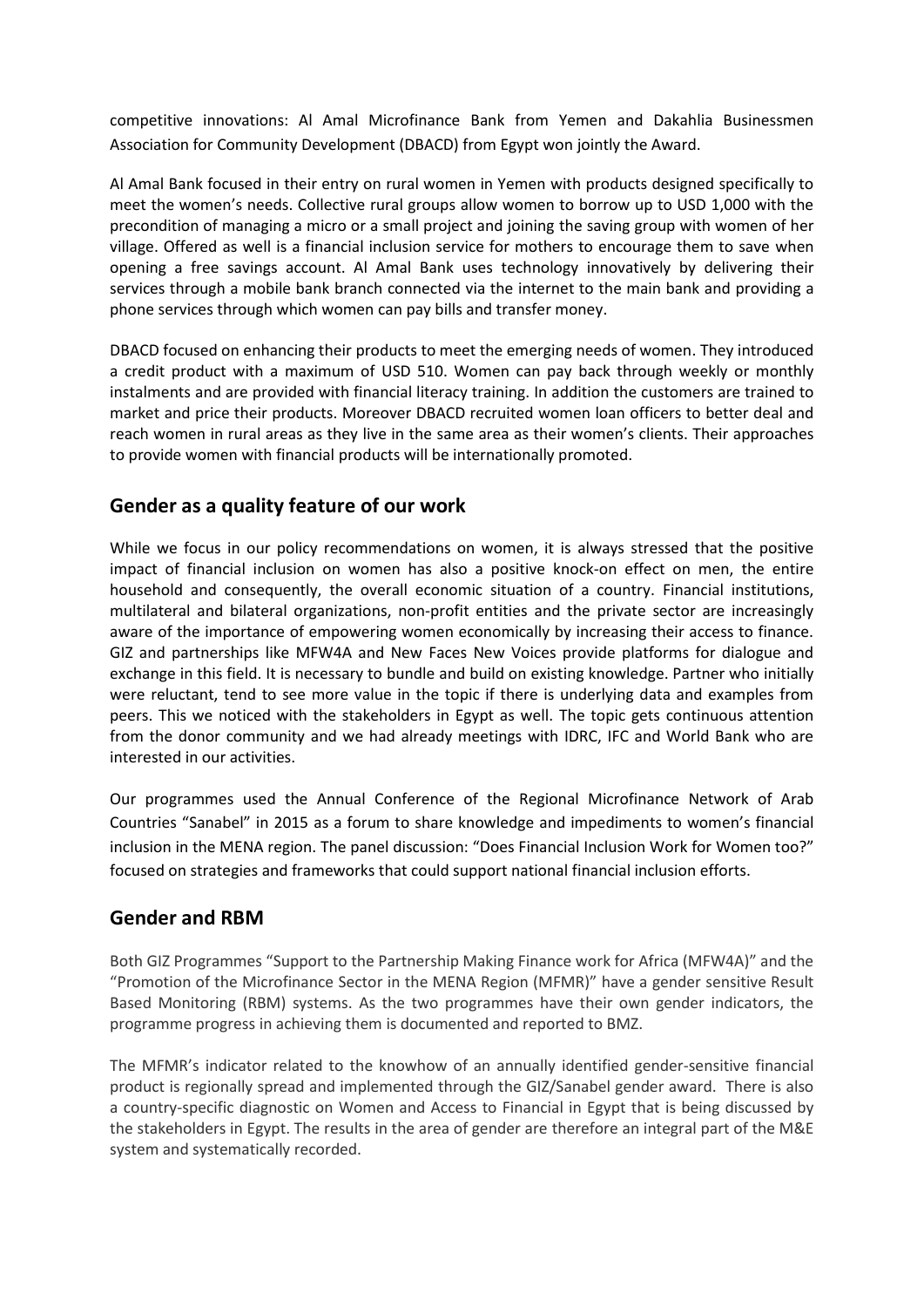competitive innovations: Al Amal Microfinance Bank from Yemen and Dakahlia Businessmen Association for Community Development (DBACD) from Egypt won jointly the Award.

Al Amal Bank focused in their entry on rural women in Yemen with products designed specifically to meet the women's needs. Collective rural groups allow women to borrow up to USD 1,000 with the precondition of managing a micro or a small project and joining the saving group with women of her village. Offered as well is a financial inclusion service for mothers to encourage them to save when opening a free savings account. Al Amal Bank uses technology innovatively by delivering their services through a mobile bank branch connected via the internet to the main bank and providing a phone services through which women can pay bills and transfer money.

DBACD focused on enhancing their products to meet the emerging needs of women. They introduced a credit product with a maximum of USD 510. Women can pay back through weekly or monthly instalments and are provided with financial literacy training. In addition the customers are trained to market and price their products. Moreover DBACD recruited women loan officers to better deal and reach women in rural areas as they live in the same area as their women's clients. Their approaches to provide women with financial products will be internationally promoted.

## Gender as a quality feature of our work

While we focus in our policy recommendations on women, it is always stressed that the positive impact of financial inclusion on women has also a positive knock-on effect on men, the entire household and consequently, the overall economic situation of a country. Financial institutions, multilateral and bilateral organizations, non-profit entities and the private sector are increasingly aware of the importance of empowering women economically by increasing their access to finance. GIZ and partnerships like MFW4A and New Faces New Voices provide platforms for dialogue and exchange in this field. It is necessary to bundle and build on existing knowledge. Partner who initially were reluctant, tend to see more value in the topic if there is underlying data and examples from peers. This we noticed with the stakeholders in Egypt as well. The topic gets continuous attention from the donor community and we had already meetings with IDRC, IFC and World Bank who are interested in our activities.

Our programmes used the Annual Conference of the Regional Microfinance Network of Arab Countries "Sanabel" in 2015 as a forum to share knowledge and impediments to women's financial inclusion in the MENA region. The panel discussion: "Does Financial Inclusion Work for Women too?" focused on strategies and frameworks that could support national financial inclusion efforts.

## Gender and RBM

Both GIZ Programmes "Support to the Partnership Making Finance work for Africa (MFW4A)" and the "Promotion of the Microfinance Sector in the MENA Region (MFMR)" have a gender sensitive Result Based Monitoring (RBM) systems. As the two programmes have their own gender indicators, the programme progress in achieving them is documented and reported to BMZ.

The MFMR's indicator related to the knowhow of an annually identified gender-sensitive financial product is regionally spread and implemented through the GIZ/Sanabel gender award. There is also a country-specific diagnostic on Women and Access to Financial in Egypt that is being discussed by the stakeholders in Egypt. The results in the area of gender are therefore an integral part of the M&E system and systematically recorded.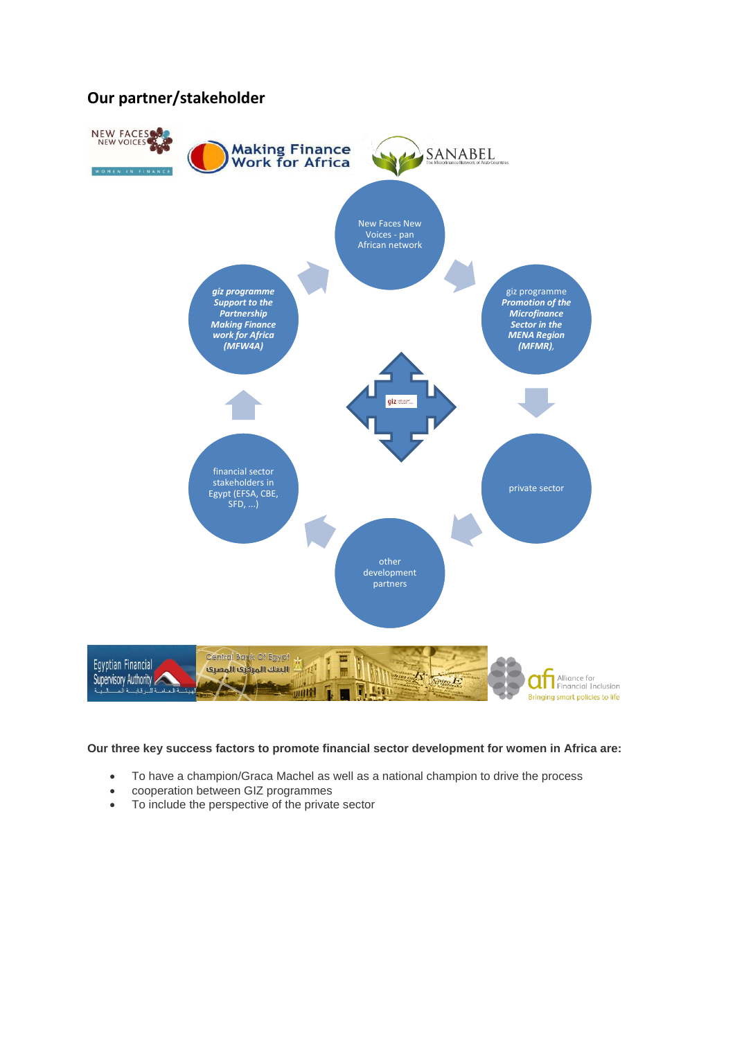## Our partner/stakeholder

NEW FACES NEW VOICES – WOMEN IN FINANCE

Making Finance Work for Africa

SANABEL – The Microfinance Network of Arab Countries

New Faces New Voices - pan African network

giz programme *Promotion of the Microfinance Sector in the MENA Region (MFMR),*

private sector

other development partners

financial sector stakeholders in Egypt (EFSA, CBE, SFD, ...)

*giz programme Support to the Partnership Making Finance work for Africa (MFW4A)*

giz

Egyptian Financial Supervisory Authority

الهيئة العامة للرقابة المالية

Central Bank Of Egypt

البنك المركزي المصري

afi Alliance for Financial Inclusion – Bringing smart policies to life

**Our three key success factors to promote financial sector development for women in Africa are:**

- To have a champion/Graca Machel as well as a national champion to drive the process
- cooperation between GIZ programmes
- To include the perspective of the private sector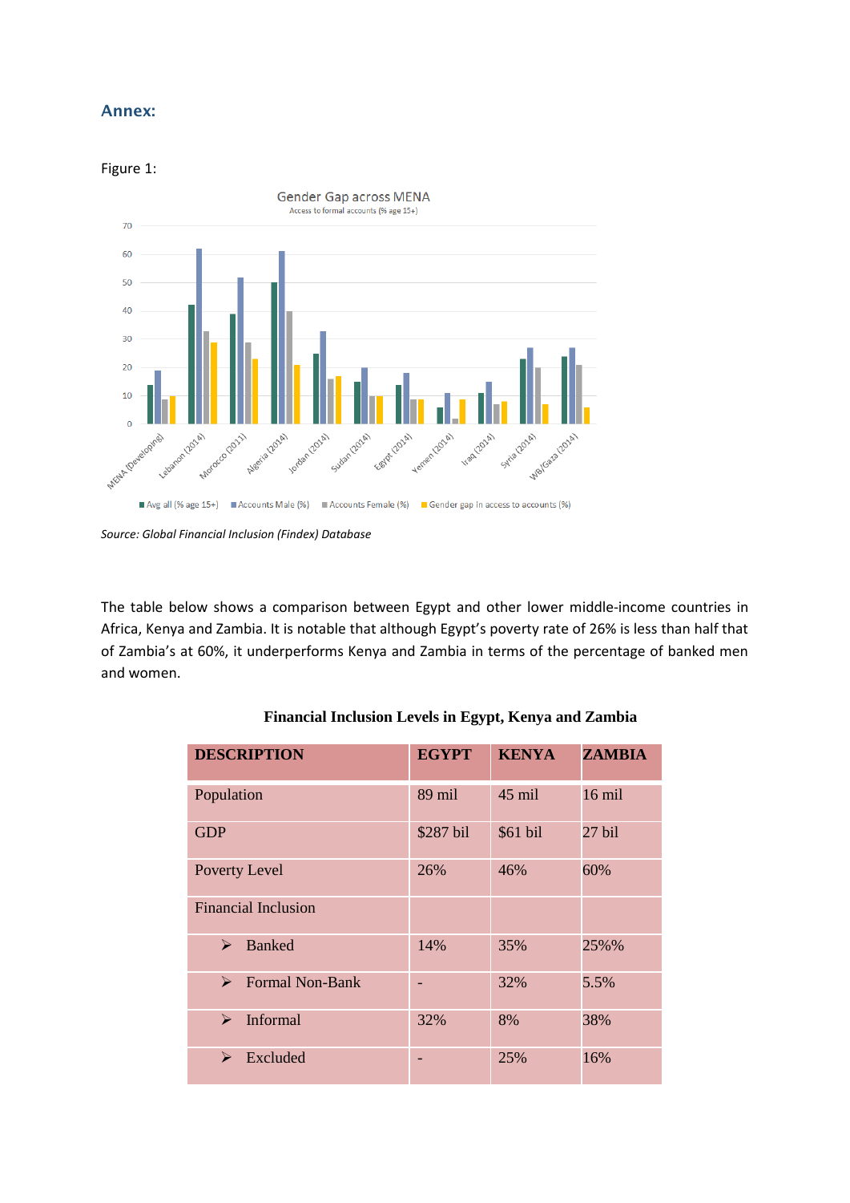## Annex:

Figure 1:

Gender Gap across MENA

Access to formal accounts (% age 15+)

Source: Global Financial Inclusion (Findex) Database

The table below shows a comparison between Egypt and other lower middle-income countries in Africa, Kenya and Zambia. It is notable that although Egypt's poverty rate of 26% is less than half that of Zambia's at 60%, it underperforms Kenya and Zambia in terms of the percentage of banked men and women.

**Financial Inclusion Levels in Egypt, Kenya and Zambia**

| DESCRIPTION | EGYPT | KENYA | ZAMBIA |
|---|---|---|---|
| Population | 89 mil | 45 mil | 16 mil |
| GDP | $287 bil | $61 bil | 27 bil |
| Poverty Level | 26% | 46% | 60% |
| Financial Inclusion | | | |
| ➢ Banked | 14% | 35% | 25%% |
| ➢ Formal Non-Bank | - | 32% | 5.5% |
| ➢ Informal | 32% | 8% | 38% |
| ➢ Excluded | - | 25% | 16% |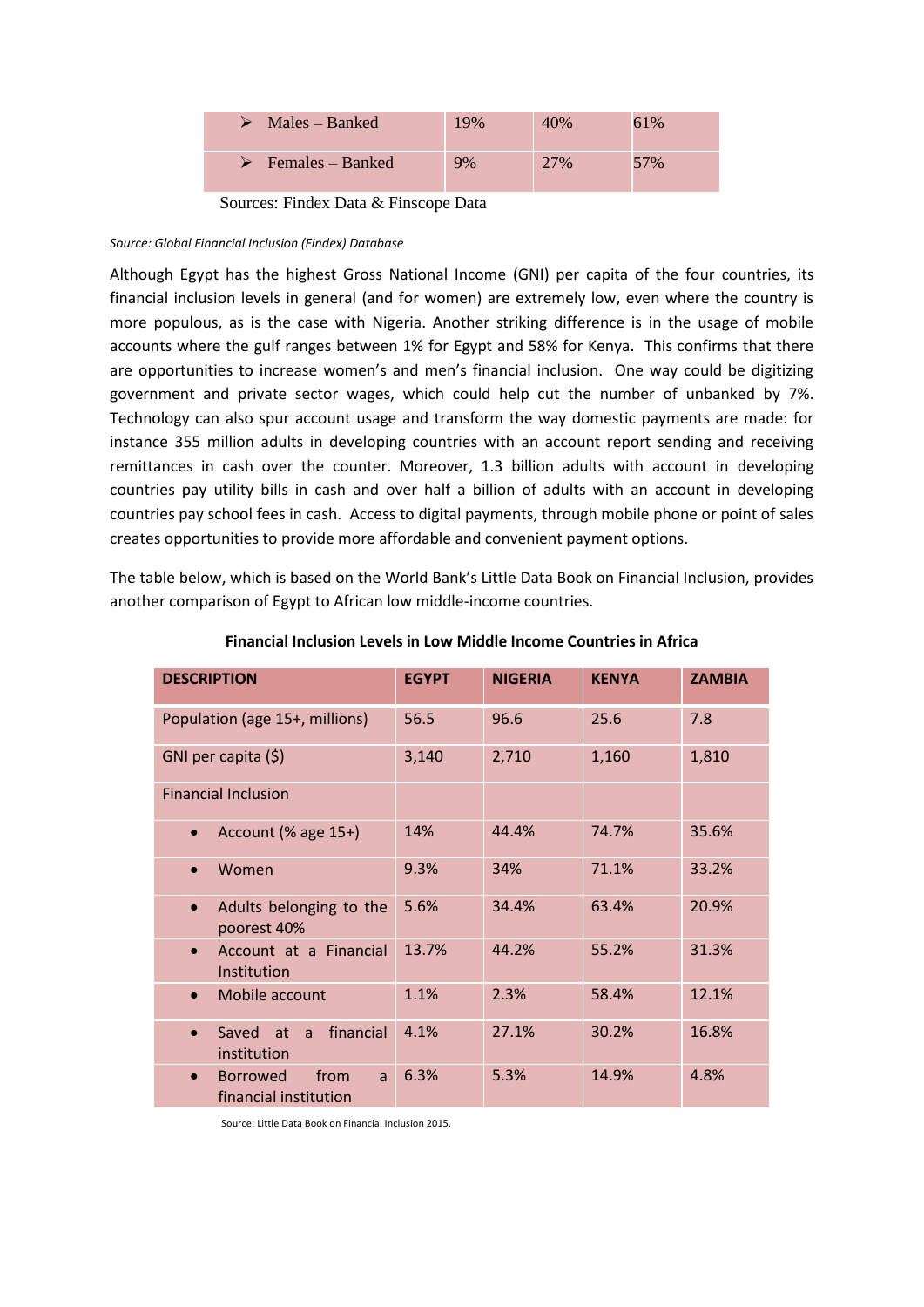| | | | |
|---|---|---|---|
| ➢ Males – Banked | 19% | 40% | 61% |
| ➢ Females – Banked | 9% | 27% | 57% |

Sources: Findex Data & Finscope Data

*Source: Global Financial Inclusion (Findex) Database*

Although Egypt has the highest Gross National Income (GNI) per capita of the four countries, its financial inclusion levels in general (and for women) are extremely low, even where the country is more populous, as is the case with Nigeria. Another striking difference is in the usage of mobile accounts where the gulf ranges between 1% for Egypt and 58% for Kenya. This confirms that there are opportunities to increase women's and men's financial inclusion. One way could be digitizing government and private sector wages, which could help cut the number of unbanked by 7%. Technology can also spur account usage and transform the way domestic payments are made: for instance 355 million adults in developing countries with an account report sending and receiving remittances in cash over the counter. Moreover, 1.3 billion adults with account in developing countries pay utility bills in cash and over half a billion of adults with an account in developing countries pay school fees in cash. Access to digital payments, through mobile phone or point of sales creates opportunities to provide more affordable and convenient payment options.

The table below, which is based on the World Bank's Little Data Book on Financial Inclusion, provides another comparison of Egypt to African low middle-income countries.

**Financial Inclusion Levels in Low Middle Income Countries in Africa**

| DESCRIPTION | EGYPT | NIGERIA | KENYA | ZAMBIA |
|---|---|---|---|---|
| Population (age 15+, millions) | 56.5 | 96.6 | 25.6 | 7.8 |
| GNI per capita ($) | 3,140 | 2,710 | 1,160 | 1,810 |
| Financial Inclusion | | | | |
| • Account (% age 15+) | 14% | 44.4% | 74.7% | 35.6% |
| • Women | 9.3% | 34% | 71.1% | 33.2% |
| • Adults belonging to the poorest 40% | 5.6% | 34.4% | 63.4% | 20.9% |
| • Account at a Financial Institution | 13.7% | 44.2% | 55.2% | 31.3% |
| • Mobile account | 1.1% | 2.3% | 58.4% | 12.1% |
| • Saved at a financial institution | 4.1% | 27.1% | 30.2% | 16.8% |
| • Borrowed from a financial institution | 6.3% | 5.3% | 14.9% | 4.8% |

Source: Little Data Book on Financial Inclusion 2015.